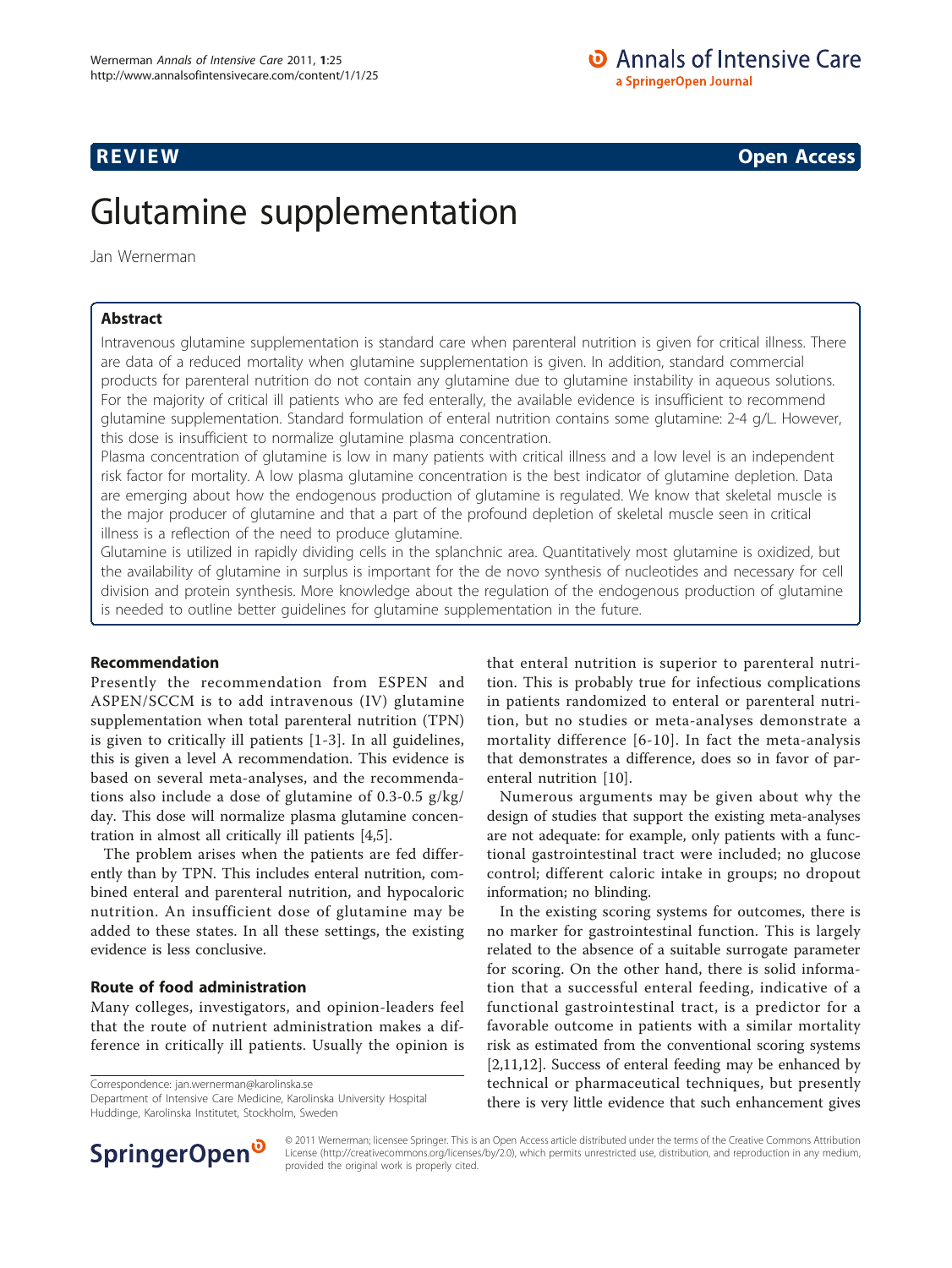**REVIEW** **Open Access**

# Glutamine supplementation

Jan Wernerman

## Abstract

Intravenous glutamine supplementation is standard care when parenteral nutrition is given for critical illness. There are data of a reduced mortality when glutamine supplementation is given. In addition, standard commercial products for parenteral nutrition do not contain any glutamine due to glutamine instability in aqueous solutions. For the majority of critical ill patients who are fed enterally, the available evidence is insufficient to recommend glutamine supplementation. Standard formulation of enteral nutrition contains some glutamine: 2-4 g/L. However, this dose is insufficient to normalize glutamine plasma concentration.

Plasma concentration of glutamine is low in many patients with critical illness and a low level is an independent risk factor for mortality. A low plasma glutamine concentration is the best indicator of glutamine depletion. Data are emerging about how the endogenous production of glutamine is regulated. We know that skeletal muscle is the major producer of glutamine and that a part of the profound depletion of skeletal muscle seen in critical illness is a reflection of the need to produce glutamine.

Glutamine is utilized in rapidly dividing cells in the splanchnic area. Quantitatively most glutamine is oxidized, but the availability of glutamine in surplus is important for the de novo synthesis of nucleotides and necessary for cell division and protein synthesis. More knowledge about the regulation of the endogenous production of glutamine is needed to outline better guidelines for glutamine supplementation in the future.

## Recommendation

Presently the recommendation from ESPEN and ASPEN/SCCM is to add intravenous (IV) glutamine supplementation when total parenteral nutrition (TPN) is given to critically ill patients [1-3]. In all guidelines, this is given a level A recommendation. This evidence is based on several meta-analyses, and the recommendations also include a dose of glutamine of 0.3-0.5 g/kg/day. This dose will normalize plasma glutamine concentration in almost all critically ill patients [4,5].

The problem arises when the patients are fed differently than by TPN. This includes enteral nutrition, combined enteral and parenteral nutrition, and hypocaloric nutrition. An insufficient dose of glutamine may be added to these states. In all these settings, the existing evidence is less conclusive.

## Route of food administration

Many colleges, investigators, and opinion-leaders feel that the route of nutrient administration makes a difference in critically ill patients. Usually the opinion is that enteral nutrition is superior to parenteral nutrition. This is probably true for infectious complications in patients randomized to enteral or parenteral nutrition, but no studies or meta-analyses demonstrate a mortality difference [6-10]. In fact the meta-analysis that demonstrates a difference, does so in favor of parenteral nutrition [10].

Numerous arguments may be given about why the design of studies that support the existing meta-analyses are not adequate: for example, only patients with a functional gastrointestinal tract were included; no glucose control; different caloric intake in groups; no dropout information; no blinding.

In the existing scoring systems for outcomes, there is no marker for gastrointestinal function. This is largely related to the absence of a suitable surrogate parameter for scoring. On the other hand, there is solid information that a successful enteral feeding, indicative of a functional gastrointestinal tract, is a predictor for a favorable outcome in patients with a similar mortality risk as estimated from the conventional scoring systems [2,11,12]. Success of enteral feeding may be enhanced by technical or pharmaceutical techniques, but presently there is very little evidence that such enhancement gives

Correspondence: jan.wernerman@karolinska.se
Department of Intensive Care Medicine, Karolinska University Hospital Huddinge, Karolinska Institutet, Stockholm, Sweden

© 2011 Wernerman; licensee Springer. This is an Open Access article distributed under the terms of the Creative Commons Attribution License (http://creativecommons.org/licenses/by/2.0), which permits unrestricted use, distribution, and reproduction in any medium, provided the original work is properly cited.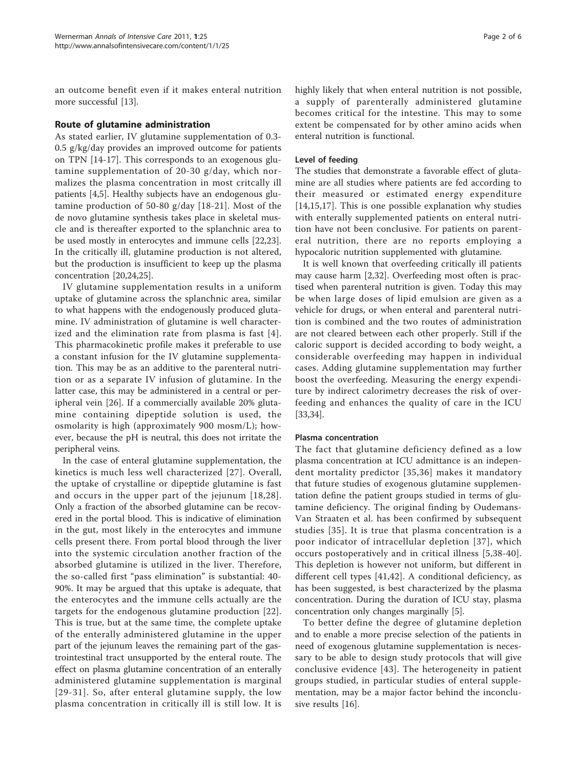an outcome benefit even if it makes enteral nutrition more successful [13].

## Route of glutamine administration

As stated earlier, IV glutamine supplementation of 0.3-0.5 g/kg/day provides an improved outcome for patients on TPN [14-17]. This corresponds to an exogenous glutamine supplementation of 20-30 g/day, which normalizes the plasma concentration in most critcally ill patients [4,5]. Healthy subjects have an endogenous glutamine production of 50-80 g/day [18-21]. Most of the de novo glutamine synthesis takes place in skeletal muscle and is thereafter exported to the splanchnic area to be used mostly in enterocytes and immune cells [22,23]. In the critically ill, glutamine production is not altered, but the production is insufficient to keep up the plasma concentration [20,24,25].

IV glutamine supplementation results in a uniform uptake of glutamine across the splanchnic area, similar to what happens with the endogenously produced glutamine. IV administration of glutamine is well characterized and the elimination rate from plasma is fast [4]. This pharmacokinetic profile makes it preferable to use a constant infusion for the IV glutamine supplementation. This may be as an additive to the parenteral nutrition or as a separate IV infusion of glutamine. In the latter case, this may be administered in a central or peripheral vein [26]. If a commercially available 20% glutamine containing dipeptide solution is used, the osmolarity is high (approximately 900 mosm/L); however, because the pH is neutral, this does not irritate the peripheral veins.

In the case of enteral glutamine supplementation, the kinetics is much less well characterized [27]. Overall, the uptake of crystalline or dipeptide glutamine is fast and occurs in the upper part of the jejunum [18,28]. Only a fraction of the absorbed glutamine can be recovered in the portal blood. This is indicative of elimination in the gut, most likely in the enterocytes and immune cells present there. From portal blood through the liver into the systemic circulation another fraction of the absorbed glutamine is utilized in the liver. Therefore, the so-called first "pass elimination" is substantial: 40-90%. It may be argued that this uptake is adequate, that the enterocytes and the immune cells actually are the targets for the endogenous glutamine production [22]. This is true, but at the same time, the complete uptake of the enterally administered glutamine in the upper part of the jejunum leaves the remaining part of the gastrointestinal tract unsupported by the enteral route. The effect on plasma glutamine concentration of an enterally administered glutamine supplementation is marginal [29-31]. So, after enteral glutamine supply, the low plasma concentration in critically ill is still low. It is highly likely that when enteral nutrition is not possible, a supply of parenterally administered glutamine becomes critical for the intestine. This may to some extent be compensated for by other amino acids when enteral nutrition is functional.

### Level of feeding

The studies that demonstrate a favorable effect of glutamine are all studies where patients are fed according to their measured or estimated energy expenditure [14,15,17]. This is one possible explanation why studies with enterally supplemented patients on enteral nutrition have not been conclusive. For patients on parenteral nutrition, there are no reports employing a hypocaloric nutrition supplemented with glutamine.

It is well known that overfeeding critically ill patients may cause harm [2,32]. Overfeeding most often is practised when parenteral nutrition is given. Today this may be when large doses of lipid emulsion are given as a vehicle for drugs, or when enteral and parenteral nutrition is combined and the two routes of administration are not cleared between each other properly. Still if the caloric support is decided according to body weight, a considerable overfeeding may happen in individual cases. Adding glutamine supplementation may further boost the overfeeding. Measuring the energy expenditure by indirect calorimetry decreases the risk of overfeeding and enhances the quality of care in the ICU [33,34].

### Plasma concentration

The fact that glutamine deficiency defined as a low plasma concentration at ICU admittance is an independent mortality predictor [35,36] makes it mandatory that future studies of exogenous glutamine supplementation define the patient groups studied in terms of glutamine deficiency. The original finding by Oudemans-Van Straaten et al. has been confirmed by subsequent studies [35]. It is true that plasma concentration is a poor indicator of intracellular depletion [37], which occurs postoperatively and in critical illness [5,38-40]. This depletion is however not uniform, but different in different cell types [41,42]. A conditional deficiency, as has been suggested, is best characterized by the plasma concentration. During the duration of ICU stay, plasma concentration only changes marginally [5].

To better define the degree of glutamine depletion and to enable a more precise selection of the patients in need of exogenous glutamine supplementation is necessary to be able to design study protocols that will give conclusive evidence [43]. The heterogeneity in patient groups studied, in particular studies of enteral supplementation, may be a major factor behind the inconclusive results [16].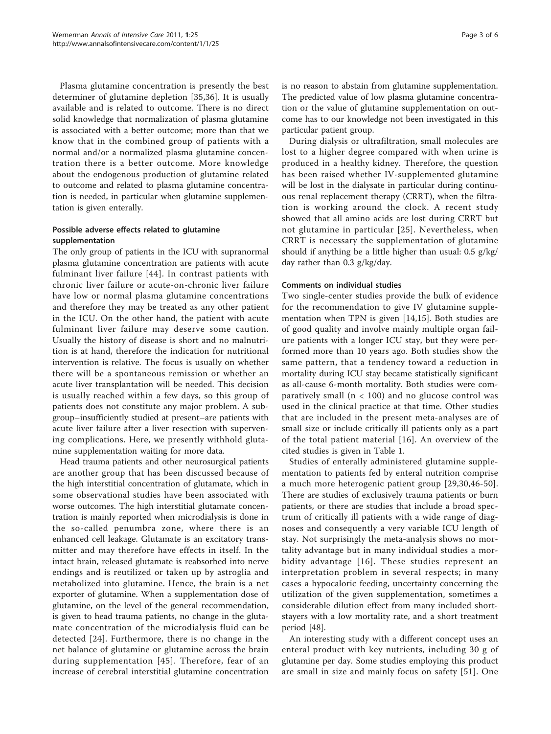Plasma glutamine concentration is presently the best determiner of glutamine depletion [35,36]. It is usually available and is related to outcome. There is no direct solid knowledge that normalization of plasma glutamine is associated with a better outcome; more than that we know that in the combined group of patients with a normal and/or a normalized plasma glutamine concentration there is a better outcome. More knowledge about the endogenous production of glutamine related to outcome and related to plasma glutamine concentration is needed, in particular when glutamine supplementation is given enterally.

### Possible adverse effects related to glutamine supplementation

The only group of patients in the ICU with supranormal plasma glutamine concentration are patients with acute fulminant liver failure [44]. In contrast patients with chronic liver failure or acute-on-chronic liver failure have low or normal plasma glutamine concentrations and therefore they may be treated as any other patient in the ICU. On the other hand, the patient with acute fulminant liver failure may deserve some caution. Usually the history of disease is short and no malnutrition is at hand, therefore the indication for nutritional intervention is relative. The focus is usually on whether there will be a spontaneous remission or whether an acute liver transplantation will be needed. This decision is usually reached within a few days, so this group of patients does not constitute any major problem. A subgroup–insufficiently studied at present–are patients with acute liver failure after a liver resection with supervening complications. Here, we presently withhold glutamine supplementation waiting for more data.

Head trauma patients and other neurosurgical patients are another group that has been discussed because of the high interstitial concentration of glutamate, which in some observational studies have been associated with worse outcomes. The high interstitial glutamate concentration is mainly reported when microdialysis is done in the so-called penumbra zone, where there is an enhanced cell leakage. Glutamate is an excitatory transmitter and may therefore have effects in itself. In the intact brain, released glutamate is reabsorbed into nerve endings and is reutilized or taken up by astroglia and metabolized into glutamine. Hence, the brain is a net exporter of glutamine. When a supplementation dose of glutamine, on the level of the general recommendation, is given to head trauma patients, no change in the glutamate concentration of the microdialysis fluid can be detected [24]. Furthermore, there is no change in the net balance of glutamine or glutamine across the brain during supplementation [45]. Therefore, fear of an increase of cerebral interstitial glutamine concentration is no reason to abstain from glutamine supplementation. The predicted value of low plasma glutamine concentration or the value of glutamine supplementation on outcome has to our knowledge not been investigated in this particular patient group.

During dialysis or ultrafiltration, small molecules are lost to a higher degree compared with when urine is produced in a healthy kidney. Therefore, the question has been raised whether IV-supplemented glutamine will be lost in the dialysate in particular during continuous renal replacement therapy (CRRT), when the filtration is working around the clock. A recent study showed that all amino acids are lost during CRRT but not glutamine in particular [25]. Nevertheless, when CRRT is necessary the supplementation of glutamine should if anything be a little higher than usual: 0.5 g/kg/day rather than 0.3 g/kg/day.

### Comments on individual studies

Two single-center studies provide the bulk of evidence for the recommendation to give IV glutamine supplementation when TPN is given [14,15]. Both studies are of good quality and involve mainly multiple organ failure patients with a longer ICU stay, but they were performed more than 10 years ago. Both studies show the same pattern, that a tendency toward a reduction in mortality during ICU stay became statistically significant as all-cause 6-month mortality. Both studies were comparatively small ($n < 100$) and no glucose control was used in the clinical practice at that time. Other studies that are included in the present meta-analyses are of small size or include critically ill patients only as a part of the total patient material [16]. An overview of the cited studies is given in Table 1.

Studies of enterally administered glutamine supplementation to patients fed by enteral nutrition comprise a much more heterogenic patient group [29,30,46-50]. There are studies of exclusively trauma patients or burn patients, or there are studies that include a broad spectrum of critically ill patients with a wide range of diagnoses and consequently a very variable ICU length of stay. Not surprisingly the meta-analysis shows no mortality advantage but in many individual studies a morbidity advantage [16]. These studies represent an interpretation problem in several respects; in many cases a hypocaloric feeding, uncertainty concerning the utilization of the given supplementation, sometimes a considerable dilution effect from many included short-stayers with a low mortality rate, and a short treatment period [48].

An interesting study with a different concept uses an enteral product with key nutrients, including 30 g of glutamine per day. Some studies employing this product are small in size and mainly focus on safety [51]. One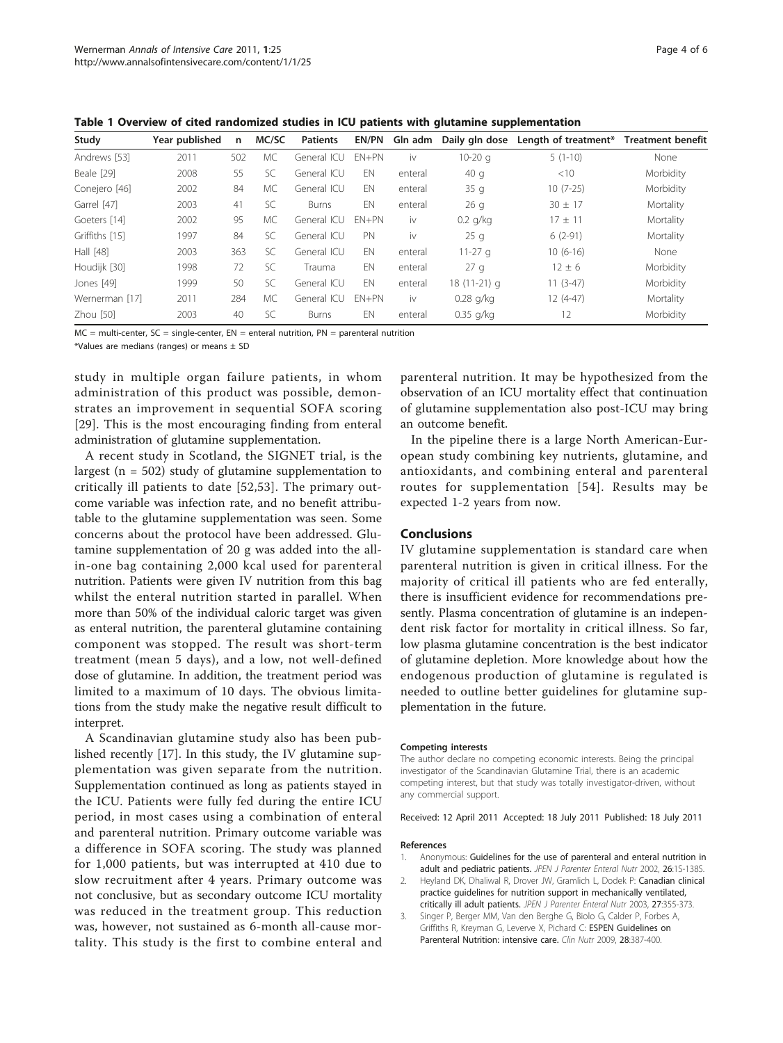**Table 1 Overview of cited randomized studies in ICU patients with glutamine supplementation**

| Study | Year published | n | MC/SC | Patients | EN/PN | Gln adm | Daily gln dose | Length of treatment* | Treatment benefit |
|---|---|---|---|---|---|---|---|---|---|
| Andrews [53] | 2011 | 502 | MC | General ICU | EN+PN | iv | 10-20 g | 5 (1-10) | None |
| Beale [29] | 2008 | 55 | SC | General ICU | EN | enteral | 40 g | <10 | Morbidity |
| Conejero [46] | 2002 | 84 | MC | General ICU | EN | enteral | 35 g | 10 (7-25) | Morbidity |
| Garrel [47] | 2003 | 41 | SC | Burns | EN | enteral | 26 g | 30 ± 17 | Mortality |
| Goeters [14] | 2002 | 95 | MC | General ICU | EN+PN | iv | 0.2 g/kg | 17 ± 11 | Mortality |
| Griffiths [15] | 1997 | 84 | SC | General ICU | PN | iv | 25 g | 6 (2-91) | Mortality |
| Hall [48] | 2003 | 363 | SC | General ICU | EN | enteral | 11-27 g | 10 (6-16) | None |
| Houdijk [30] | 1998 | 72 | SC | Trauma | EN | enteral | 27 g | 12 ± 6 | Morbidity |
| Jones [49] | 1999 | 50 | SC | General ICU | EN | enteral | 18 (11-21) g | 11 (3-47) | Morbidity |
| Wernerman [17] | 2011 | 284 | MC | General ICU | EN+PN | iv | 0.28 g/kg | 12 (4-47) | Mortality |
| Zhou [50] | 2003 | 40 | SC | Burns | EN | enteral | 0.35 g/kg | 12 | Morbidity |

MC = multi-center, SC = single-center, EN = enteral nutrition, PN = parenteral nutrition

*Values are medians (ranges) or means ± SD

study in multiple organ failure patients, in whom administration of this product was possible, demonstrates an improvement in sequential SOFA scoring [29]. This is the most encouraging finding from enteral administration of glutamine supplementation.

A recent study in Scotland, the SIGNET trial, is the largest (n = 502) study of glutamine supplementation to critically ill patients to date [52,53]. The primary outcome variable was infection rate, and no benefit attributable to the glutamine supplementation was seen. Some concerns about the protocol have been addressed. Glutamine supplementation of 20 g was added into the all-in-one bag containing 2,000 kcal used for parenteral nutrition. Patients were given IV nutrition from this bag whilst the enteral nutrition started in parallel. When more than 50% of the individual caloric target was given as enteral nutrition, the parenteral glutamine containing component was stopped. The result was short-term treatment (mean 5 days), and a low, not well-defined dose of glutamine. In addition, the treatment period was limited to a maximum of 10 days. The obvious limitations from the study make the negative result difficult to interpret.

A Scandinavian glutamine study also has been published recently [17]. In this study, the IV glutamine supplementation was given separate from the nutrition. Supplementation continued as long as patients stayed in the ICU. Patients were fully fed during the entire ICU period, in most cases using a combination of enteral and parenteral nutrition. Primary outcome variable was a difference in SOFA scoring. The study was planned for 1,000 patients, but was interrupted at 410 due to slow recruitment after 4 years. Primary outcome was not conclusive, but as secondary outcome ICU mortality was reduced in the treatment group. This reduction was, however, not sustained as 6-month all-cause mortality. This study is the first to combine enteral and parenteral nutrition. It may be hypothesized from the observation of an ICU mortality effect that continuation of glutamine supplementation also post-ICU may bring an outcome benefit.

In the pipeline there is a large North American-European study combining key nutrients, glutamine, and antioxidants, and combining enteral and parenteral routes for supplementation [54]. Results may be expected 1-2 years from now.

## Conclusions

IV glutamine supplementation is standard care when parenteral nutrition is given in critical illness. For the majority of critical ill patients who are fed enterally, there is insufficient evidence for recommendations presently. Plasma concentration of glutamine is an independent risk factor for mortality in critical illness. So far, low plasma glutamine concentration is the best indicator of glutamine depletion. More knowledge about how the endogenous production of glutamine is regulated is needed to outline better guidelines for glutamine supplementation in the future.

#### Competing interests

The author declare no competing economic interests. Being the principal investigator of the Scandinavian Glutamine Trial, there is an academic competing interest, but that study was totally investigator-driven, without any commercial support.

Received: 12 April 2011 Accepted: 18 July 2011 Published: 18 July 2011

#### References

1. Anonymous: **Guidelines for the use of parenteral and enteral nutrition in adult and pediatric patients.** *JPEN J Parenter Enteral Nutr* 2002, **26**:1S-138S.
2. Heyland DK, Dhaliwal R, Drover JW, Gramlich L, Dodek P: **Canadian clinical practice guidelines for nutrition support in mechanically ventilated, critically ill adult patients.** *JPEN J Parenter Enteral Nutr* 2003, **27**:355-373.
3. Singer P, Berger MM, Van den Berghe G, Biolo G, Calder P, Forbes A, Griffiths R, Kreyman G, Leverve X, Pichard C: **ESPEN Guidelines on Parenteral Nutrition: intensive care.** *Clin Nutr* 2009, **28**:387-400.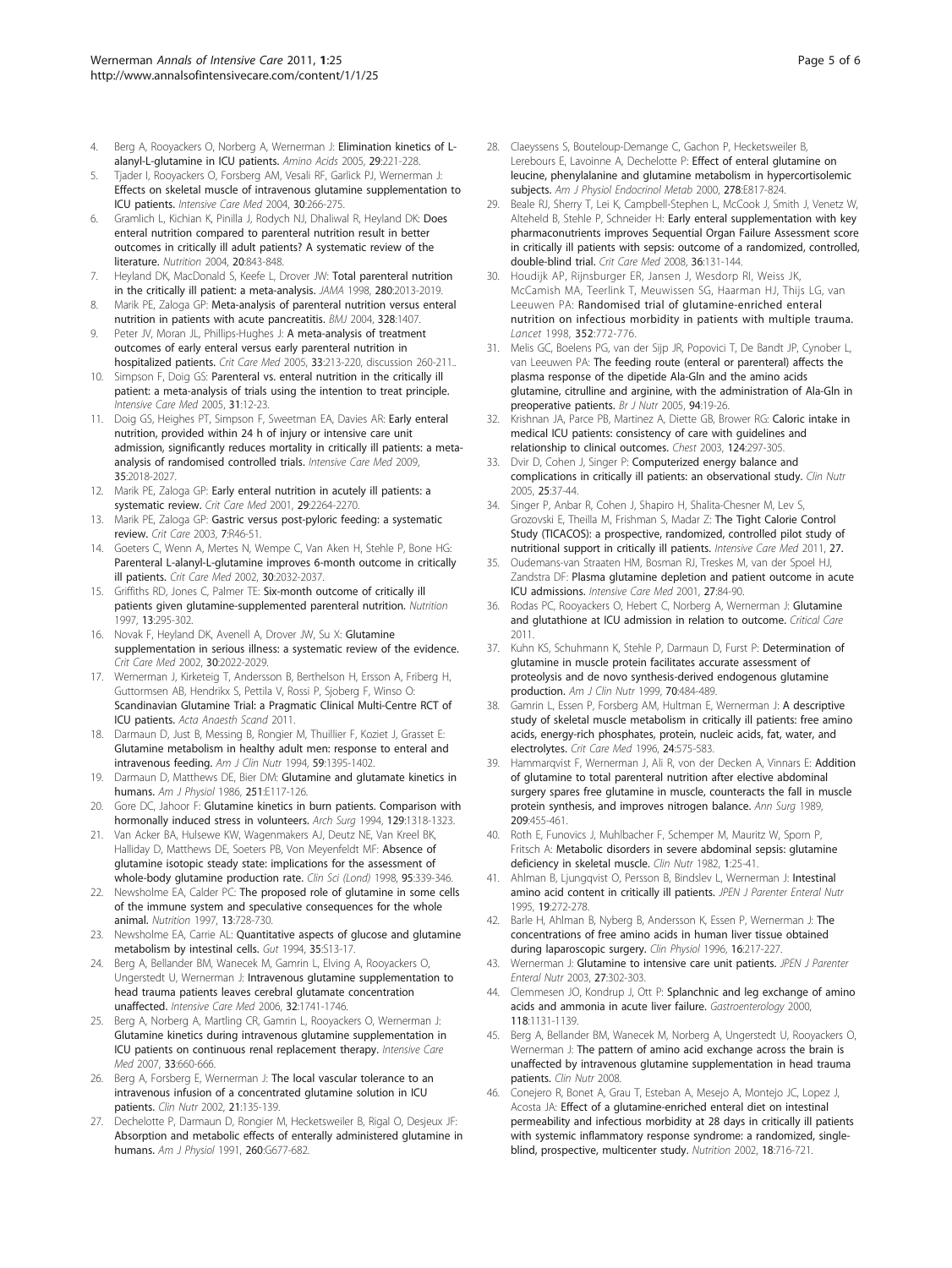4. Berg A, Rooyackers O, Norberg A, Wernerman J: **Elimination kinetics of L-alanyl-L-glutamine in ICU patients.** *Amino Acids* 2005, **29**:221-228.
5. Tjader I, Rooyackers O, Forsberg AM, Vesali RF, Garlick PJ, Wernerman J: **Effects on skeletal muscle of intravenous glutamine supplementation to ICU patients.** *Intensive Care Med* 2004, **30**:266-275.
6. Gramlich L, Kichian K, Pinilla J, Rodych NJ, Dhaliwal R, Heyland DK: **Does enteral nutrition compared to parenteral nutrition result in better outcomes in critically ill adult patients? A systematic review of the literature.** *Nutrition* 2004, **20**:843-848.
7. Heyland DK, MacDonald S, Keefe L, Drover JW: **Total parenteral nutrition in the critically ill patient: a meta-analysis.** *JAMA* 1998, **280**:2013-2019.
8. Marik PE, Zaloga GP: **Meta-analysis of parenteral nutrition versus enteral nutrition in patients with acute pancreatitis.** *BMJ* 2004, **328**:1407.
9. Peter JV, Moran JL, Phillips-Hughes J: **A meta-analysis of treatment outcomes of early enteral versus early parenteral nutrition in hospitalized patients.** *Crit Care Med* 2005, **33**:213-220, discussion 260-211..
10. Simpson F, Doig GS: **Parenteral vs. enteral nutrition in the critically ill patient: a meta-analysis of trials using the intention to treat principle.** *Intensive Care Med* 2005, **31**:12-23.
11. Doig GS, Heighes PT, Simpson F, Sweetman EA, Davies AR: **Early enteral nutrition, provided within 24 h of injury or intensive care unit admission, significantly reduces mortality in critically ill patients: a meta-analysis of randomised controlled trials.** *Intensive Care Med* 2009, **35**:2018-2027.
12. Marik PE, Zaloga GP: **Early enteral nutrition in acutely ill patients: a systematic review.** *Crit Care Med* 2001, **29**:2264-2270.
13. Marik PE, Zaloga GP: **Gastric versus post-pyloric feeding: a systematic review.** *Crit Care* 2003, **7**:R46-51.
14. Goeters C, Wenn A, Mertes N, Wempe C, Van Aken H, Stehle P, Bone HG: **Parenteral L-alanyl-L-glutamine improves 6-month outcome in critically ill patients.** *Crit Care Med* 2002, **30**:2032-2037.
15. Griffiths RD, Jones C, Palmer TE: **Six-month outcome of critically ill patients given glutamine-supplemented parenteral nutrition.** *Nutrition* 1997, **13**:295-302.
16. Novak F, Heyland DK, Avenell A, Drover JW, Su X: **Glutamine supplementation in serious illness: a systematic review of the evidence.** *Crit Care Med* 2002, **30**:2022-2029.
17. Wernerman J, Kirketeig T, Andersson B, Berthelson H, Ersson A, Friberg H, Guttormsen AB, Hendrikx S, Pettila V, Rossi P, Sjoberg F, Winso O: **Scandinavian Glutamine Trial: a Pragmatic Clinical Multi-Centre RCT of ICU patients.** *Acta Anaesth Scand* 2011.
18. Darmaun D, Just B, Messing B, Rongier M, Thuillier F, Koziet J, Grasset E: **Glutamine metabolism in healthy adult men: response to enteral and intravenous feeding.** *Am J Clin Nutr* 1994, **59**:1395-1402.
19. Darmaun D, Matthews DE, Bier DM: **Glutamine and glutamate kinetics in humans.** *Am J Physiol* 1986, **251**:E117-126.
20. Gore DC, Jahoor F: **Glutamine kinetics in burn patients. Comparison with hormonally induced stress in volunteers.** *Arch Surg* 1994, **129**:1318-1323.
21. Van Acker BA, Hulsewe KW, Wagenmakers AJ, Deutz NE, Van Kreel BK, Halliday D, Matthews DE, Soeters PB, Von Meyenfeldt MF: **Absence of glutamine isotopic steady state: implications for the assessment of whole-body glutamine production rate.** *Clin Sci (Lond)* 1998, **95**:339-346.
22. Newsholme EA, Calder PC: **The proposed role of glutamine in some cells of the immune system and speculative consequences for the whole animal.** *Nutrition* 1997, **13**:728-730.
23. Newsholme EA, Carrie AL: **Quantitative aspects of glucose and glutamine metabolism by intestinal cells.** *Gut* 1994, **35**:S13-17.
24. Berg A, Bellander BM, Wanecek M, Gamrin L, Elving A, Rooyackers O, Ungerstedt U, Wernerman J: **Intravenous glutamine supplementation to head trauma patients leaves cerebral glutamate concentration unaffected.** *Intensive Care Med* 2006, **32**:1741-1746.
25. Berg A, Norberg A, Martling CR, Gamrin L, Rooyackers O, Wernerman J: **Glutamine kinetics during intravenous glutamine supplementation in ICU patients on continuous renal replacement therapy.** *Intensive Care Med* 2007, **33**:660-666.
26. Berg A, Forsberg E, Wernerman J: **The local vascular tolerance to an intravenous infusion of a concentrated glutamine solution in ICU patients.** *Clin Nutr* 2002, **21**:135-139.
27. Dechelotte P, Darmaun D, Rongier M, Hecketsweiler B, Rigal O, Desjeux JF: **Absorption and metabolic effects of enterally administered glutamine in humans.** *Am J Physiol* 1991, **260**:G677-682.
28. Claeyssens S, Bouteloup-Demange C, Gachon P, Hecketsweiler B, Lerebours E, Lavoinne A, Dechelotte P: **Effect of enteral glutamine on leucine, phenylalanine and glutamine metabolism in hypercortisolemic subjects.** *Am J Physiol Endocrinol Metab* 2000, **278**:E817-824.
29. Beale RJ, Sherry T, Lei K, Campbell-Stephen L, McCook J, Smith J, Venetz W, Alteheld B, Stehle P, Schneider H: **Early enteral supplementation with key pharmaconutrients improves Sequential Organ Failure Assessment score in critically ill patients with sepsis: outcome of a randomized, controlled, double-blind trial.** *Crit Care Med* 2008, **36**:131-144.
30. Houdijk AP, Rijnsburger ER, Jansen J, Wesdorp RI, Weiss JK, McCamish MA, Teerlink T, Meuwissen SG, Haarman HJ, Thijs LG, van Leeuwen PA: **Randomised trial of glutamine-enriched enteral nutrition on infectious morbidity in patients with multiple trauma.** *Lancet* 1998, **352**:772-776.
31. Melis GC, Boelens PG, van der Sijp JR, Popovici T, De Bandt JP, Cynober L, van Leeuwen PA: **The feeding route (enteral or parenteral) affects the plasma response of the dipetide Ala-Gln and the amino acids glutamine, citrulline and arginine, with the administration of Ala-Gln in preoperative patients.** *Br J Nutr* 2005, **94**:19-26.
32. Krishnan JA, Parce PB, Martinez A, Diette GB, Brower RG: **Caloric intake in medical ICU patients: consistency of care with guidelines and relationship to clinical outcomes.** *Chest* 2003, **124**:297-305.
33. Dvir D, Cohen J, Singer P: **Computerized energy balance and complications in critically ill patients: an observational study.** *Clin Nutr* 2005, **25**:37-44.
34. Singer P, Anbar R, Cohen J, Shapiro H, Shalita-Chesner M, Lev S, Grozovski E, Theilla M, Frishman S, Madar Z: **The Tight Calorie Control Study (TICACOS): a prospective, randomized, controlled pilot study of nutritional support in critically ill patients.** *Intensive Care Med* 2011, **27**.
35. Oudemans-van Straaten HM, Bosman RJ, Treskes M, van der Spoel HJ, Zandstra DF: **Plasma glutamine depletion and patient outcome in acute ICU admissions.** *Intensive Care Med* 2001, **27**:84-90.
36. Rodas PC, Rooyackers O, Hebert C, Norberg A, Wernerman J: **Glutamine and glutathione at ICU admission in relation to outcome.** *Critical Care* 2011.
37. Kuhn KS, Schuhmann K, Stehle P, Darmaun D, Furst P: **Determination of glutamine in muscle protein facilitates accurate assessment of proteolysis and de novo synthesis-derived endogenous glutamine production.** *Am J Clin Nutr* 1999, **70**:484-489.
38. Gamrin L, Essen P, Forsberg AM, Hultman E, Wernerman J: **A descriptive study of skeletal muscle metabolism in critically ill patients: free amino acids, energy-rich phosphates, protein, nucleic acids, fat, water, and electrolytes.** *Crit Care Med* 1996, **24**:575-583.
39. Hammarqvist F, Wernerman J, Ali R, von der Decken A, Vinnars E: **Addition of glutamine to total parenteral nutrition after elective abdominal surgery spares free glutamine in muscle, counteracts the fall in muscle protein synthesis, and improves nitrogen balance.** *Ann Surg* 1989, **209**:455-461.
40. Roth E, Funovics J, Muhlbacher F, Schemper M, Mauritz W, Sporn P, Fritsch A: **Metabolic disorders in severe abdominal sepsis: glutamine deficiency in skeletal muscle.** *Clin Nutr* 1982, **1**:25-41.
41. Ahlman B, Ljungqvist O, Persson B, Bindslev L, Wernerman J: **Intestinal amino acid content in critically ill patients.** *JPEN J Parenter Enteral Nutr* 1995, **19**:272-278.
42. Barle H, Ahlman B, Nyberg B, Andersson K, Essen P, Wernerman J: **The concentrations of free amino acids in human liver tissue obtained during laparoscopic surgery.** *Clin Physiol* 1996, **16**:217-227.
43. Wernerman J: **Glutamine to intensive care unit patients.** *JPEN J Parenter Enteral Nutr* 2003, **27**:302-303.
44. Clemmesen JO, Kondrup J, Ott P: **Splanchnic and leg exchange of amino acids and ammonia in acute liver failure.** *Gastroenterology* 2000, **118**:1131-1139.
45. Berg A, Bellander BM, Wanecek M, Norberg A, Ungerstedt U, Rooyackers O, Wernerman J: **The pattern of amino acid exchange across the brain is unaffected by intravenous glutamine supplementation in head trauma patients.** *Clin Nutr* 2008.
46. Conejero R, Bonet A, Grau T, Esteban A, Mesejo A, Montejo JC, Lopez J, Acosta JA: **Effect of a glutamine-enriched enteral diet on intestinal permeability and infectious morbidity at 28 days in critically ill patients with systemic inflammatory response syndrome: a randomized, single-blind, prospective, multicenter study.** *Nutrition* 2002, **18**:716-721.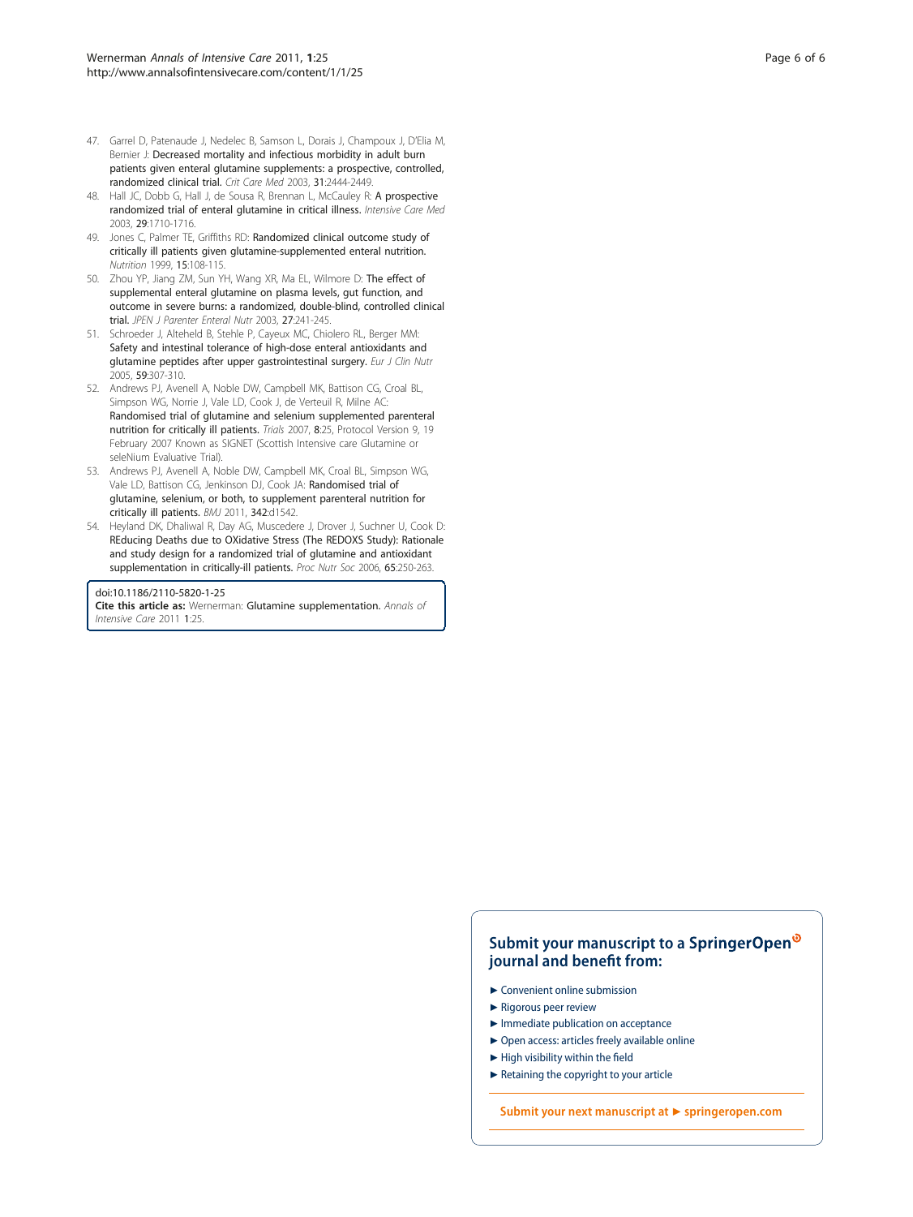47. Garrel D, Patenaude J, Nedelec B, Samson L, Dorais J, Champoux J, D'Elia M, Bernier J: **Decreased mortality and infectious morbidity in adult burn patients given enteral glutamine supplements: a prospective, controlled, randomized clinical trial.** *Crit Care Med* 2003, **31**:2444-2449.
48. Hall JC, Dobb G, Hall J, de Sousa R, Brennan L, McCauley R: **A prospective randomized trial of enteral glutamine in critical illness.** *Intensive Care Med* 2003, **29**:1710-1716.
49. Jones C, Palmer TE, Griffiths RD: **Randomized clinical outcome study of critically ill patients given glutamine-supplemented enteral nutrition.** *Nutrition* 1999, **15**:108-115.
50. Zhou YP, Jiang ZM, Sun YH, Wang XR, Ma EL, Wilmore D: **The effect of supplemental enteral glutamine on plasma levels, gut function, and outcome in severe burns: a randomized, double-blind, controlled clinical trial.** *JPEN J Parenter Enteral Nutr* 2003, **27**:241-245.
51. Schroeder J, Alteheld B, Stehle P, Cayeux MC, Chiolero RL, Berger MM: **Safety and intestinal tolerance of high-dose enteral antioxidants and glutamine peptides after upper gastrointestinal surgery.** *Eur J Clin Nutr* 2005, **59**:307-310.
52. Andrews PJ, Avenell A, Noble DW, Campbell MK, Battison CG, Croal BL, Simpson WG, Norrie J, Vale LD, Cook J, de Verteuil R, Milne AC: **Randomised trial of glutamine and selenium supplemented parenteral nutrition for critically ill patients.** *Trials* 2007, **8**:25, Protocol Version 9, 19 February 2007 Known as SIGNET (Scottish Intensive care Glutamine or seleNium Evaluative Trial).
53. Andrews PJ, Avenell A, Noble DW, Campbell MK, Croal BL, Simpson WG, Vale LD, Battison CG, Jenkinson DJ, Cook JA: **Randomised trial of glutamine, selenium, or both, to supplement parenteral nutrition for critically ill patients.** *BMJ* 2011, **342**:d1542.
54. Heyland DK, Dhaliwal R, Day AG, Muscedere J, Drover J, Suchner U, Cook D: **REducing Deaths due to OXidative Stress (The REDOXS Study): Rationale and study design for a randomized trial of glutamine and antioxidant supplementation in critically-ill patients.** *Proc Nutr Soc* 2006, **65**:250-263.

doi:10.1186/2110-5820-1-25
**Cite this article as:** Wernerman: Glutamine supplementation. *Annals of Intensive Care* 2011 **1**:25.

**Submit your manuscript to a SpringerOpen journal and benefit from:**

- ► Convenient online submission
- ► Rigorous peer review
- ► Immediate publication on acceptance
- ► Open access: articles freely available online
- ► High visibility within the field
- ► Retaining the copyright to your article

**Submit your next manuscript at ► springeropen.com**